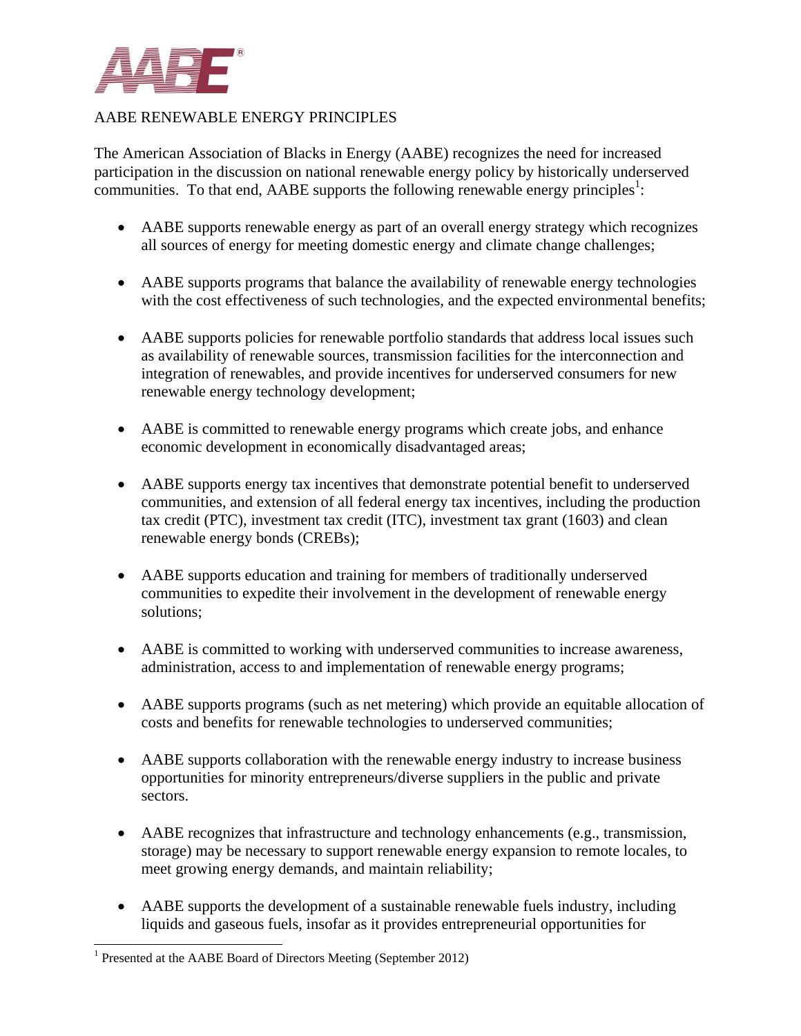# AABE RENEWABLE ENERGY PRINCIPLES

The American Association of Blacks in Energy (AABE) recognizes the need for increased participation in the discussion on national renewable energy policy by historically underserved communities. To that end, AABE supports the following renewable energy principles[1]:

- AABE supports renewable energy as part of an overall energy strategy which recognizes all sources of energy for meeting domestic energy and climate change challenges;
- AABE supports programs that balance the availability of renewable energy technologies with the cost effectiveness of such technologies, and the expected environmental benefits;
- AABE supports policies for renewable portfolio standards that address local issues such as availability of renewable sources, transmission facilities for the interconnection and integration of renewables, and provide incentives for underserved consumers for new renewable energy technology development;
- AABE is committed to renewable energy programs which create jobs, and enhance economic development in economically disadvantaged areas;
- AABE supports energy tax incentives that demonstrate potential benefit to underserved communities, and extension of all federal energy tax incentives, including the production tax credit (PTC), investment tax credit (ITC), investment tax grant (1603) and clean renewable energy bonds (CREBs);
- AABE supports education and training for members of traditionally underserved communities to expedite their involvement in the development of renewable energy solutions;
- AABE is committed to working with underserved communities to increase awareness, administration, access to and implementation of renewable energy programs;
- AABE supports programs (such as net metering) which provide an equitable allocation of costs and benefits for renewable technologies to underserved communities;
- AABE supports collaboration with the renewable energy industry to increase business opportunities for minority entrepreneurs/diverse suppliers in the public and private sectors.
- AABE recognizes that infrastructure and technology enhancements (e.g., transmission, storage) may be necessary to support renewable energy expansion to remote locales, to meet growing energy demands, and maintain reliability;
- AABE supports the development of a sustainable renewable fuels industry, including liquids and gaseous fuels, insofar as it provides entrepreneurial opportunities for

[1] Presented at the AABE Board of Directors Meeting (September 2012)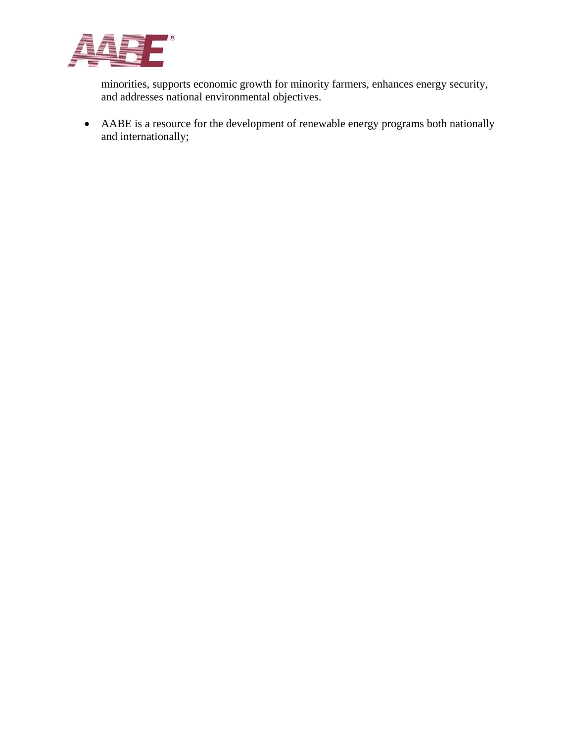minorities, supports economic growth for minority farmers, enhances energy security, and addresses national environmental objectives.

- AABE is a resource for the development of renewable energy programs both nationally and internationally;